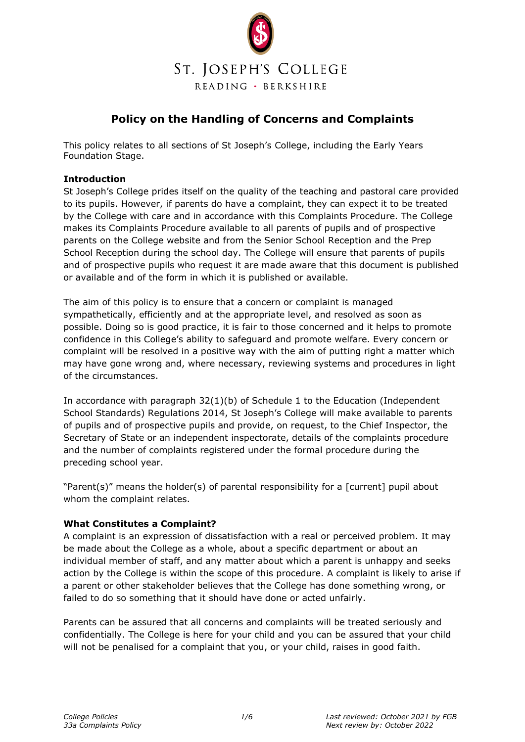# ST. JOSEPH'S COLLEGE

READING · BERKSHIRE

## Policy on the Handling of Concerns and Complaints

This policy relates to all sections of St Joseph's College, including the Early Years Foundation Stage.

### Introduction

St Joseph's College prides itself on the quality of the teaching and pastoral care provided to its pupils. However, if parents do have a complaint, they can expect it to be treated by the College with care and in accordance with this Complaints Procedure. The College makes its Complaints Procedure available to all parents of pupils and of prospective parents on the College website and from the Senior School Reception and the Prep School Reception during the school day. The College will ensure that parents of pupils and of prospective pupils who request it are made aware that this document is published or available and of the form in which it is published or available.

The aim of this policy is to ensure that a concern or complaint is managed sympathetically, efficiently and at the appropriate level, and resolved as soon as possible. Doing so is good practice, it is fair to those concerned and it helps to promote confidence in this College's ability to safeguard and promote welfare. Every concern or complaint will be resolved in a positive way with the aim of putting right a matter which may have gone wrong and, where necessary, reviewing systems and procedures in light of the circumstances.

In accordance with paragraph 32(1)(b) of Schedule 1 to the Education (Independent School Standards) Regulations 2014, St Joseph's College will make available to parents of pupils and of prospective pupils and provide, on request, to the Chief Inspector, the Secretary of State or an independent inspectorate, details of the complaints procedure and the number of complaints registered under the formal procedure during the preceding school year.

"Parent(s)" means the holder(s) of parental responsibility for a [current] pupil about whom the complaint relates.

### What Constitutes a Complaint?

A complaint is an expression of dissatisfaction with a real or perceived problem. It may be made about the College as a whole, about a specific department or about an individual member of staff, and any matter about which a parent is unhappy and seeks action by the College is within the scope of this procedure. A complaint is likely to arise if a parent or other stakeholder believes that the College has done something wrong, or failed to do so something that it should have done or acted unfairly.

Parents can be assured that all concerns and complaints will be treated seriously and confidentially. The College is here for your child and you can be assured that your child will not be penalised for a complaint that you, or your child, raises in good faith.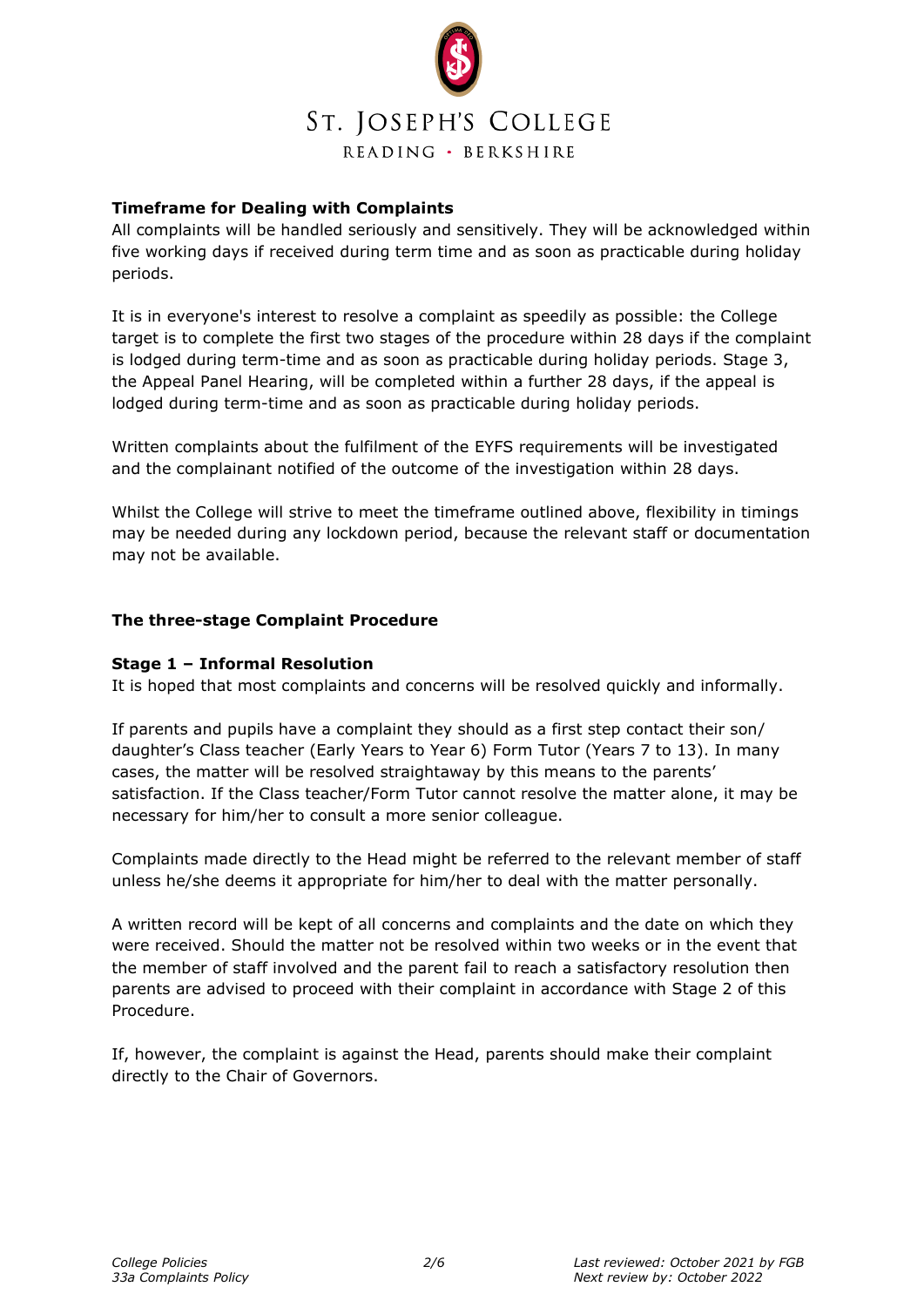**Timeframe for Dealing with Complaints**

All complaints will be handled seriously and sensitively. They will be acknowledged within five working days if received during term time and as soon as practicable during holiday periods.

It is in everyone's interest to resolve a complaint as speedily as possible: the College target is to complete the first two stages of the procedure within 28 days if the complaint is lodged during term-time and as soon as practicable during holiday periods. Stage 3, the Appeal Panel Hearing, will be completed within a further 28 days, if the appeal is lodged during term-time and as soon as practicable during holiday periods.

Written complaints about the fulfilment of the EYFS requirements will be investigated and the complainant notified of the outcome of the investigation within 28 days.

Whilst the College will strive to meet the timeframe outlined above, flexibility in timings may be needed during any lockdown period, because the relevant staff or documentation may not be available.

**The three-stage Complaint Procedure**

**Stage 1 – Informal Resolution**

It is hoped that most complaints and concerns will be resolved quickly and informally.

If parents and pupils have a complaint they should as a first step contact their son/ daughter's Class teacher (Early Years to Year 6) Form Tutor (Years 7 to 13). In many cases, the matter will be resolved straightaway by this means to the parents' satisfaction. If the Class teacher/Form Tutor cannot resolve the matter alone, it may be necessary for him/her to consult a more senior colleague.

Complaints made directly to the Head might be referred to the relevant member of staff unless he/she deems it appropriate for him/her to deal with the matter personally.

A written record will be kept of all concerns and complaints and the date on which they were received. Should the matter not be resolved within two weeks or in the event that the member of staff involved and the parent fail to reach a satisfactory resolution then parents are advised to proceed with their complaint in accordance with Stage 2 of this Procedure.

If, however, the complaint is against the Head, parents should make their complaint directly to the Chair of Governors.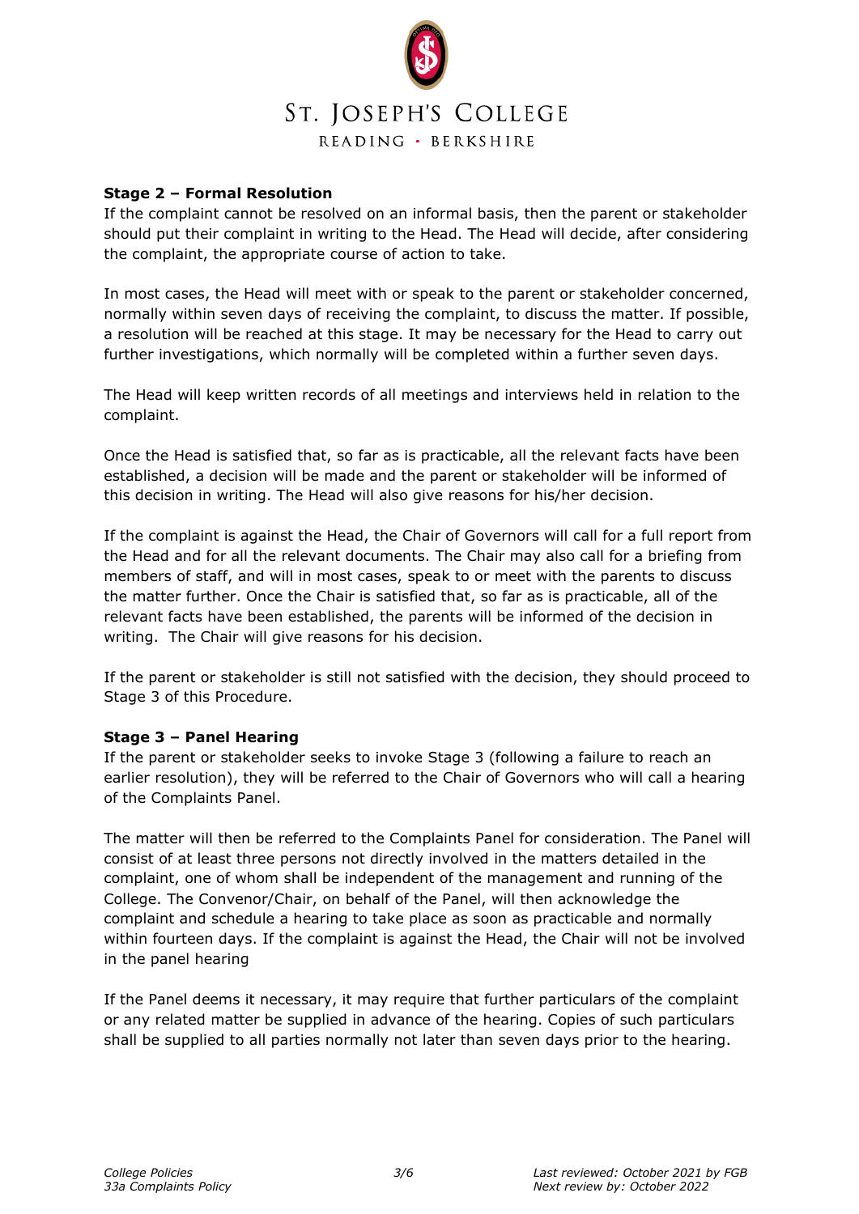**Stage 2 – Formal Resolution**

If the complaint cannot be resolved on an informal basis, then the parent or stakeholder should put their complaint in writing to the Head. The Head will decide, after considering the complaint, the appropriate course of action to take.

In most cases, the Head will meet with or speak to the parent or stakeholder concerned, normally within seven days of receiving the complaint, to discuss the matter. If possible, a resolution will be reached at this stage. It may be necessary for the Head to carry out further investigations, which normally will be completed within a further seven days.

The Head will keep written records of all meetings and interviews held in relation to the complaint.

Once the Head is satisfied that, so far as is practicable, all the relevant facts have been established, a decision will be made and the parent or stakeholder will be informed of this decision in writing. The Head will also give reasons for his/her decision.

If the complaint is against the Head, the Chair of Governors will call for a full report from the Head and for all the relevant documents. The Chair may also call for a briefing from members of staff, and will in most cases, speak to or meet with the parents to discuss the matter further. Once the Chair is satisfied that, so far as is practicable, all of the relevant facts have been established, the parents will be informed of the decision in writing. The Chair will give reasons for his decision.

If the parent or stakeholder is still not satisfied with the decision, they should proceed to Stage 3 of this Procedure.

**Stage 3 – Panel Hearing**

If the parent or stakeholder seeks to invoke Stage 3 (following a failure to reach an earlier resolution), they will be referred to the Chair of Governors who will call a hearing of the Complaints Panel.

The matter will then be referred to the Complaints Panel for consideration. The Panel will consist of at least three persons not directly involved in the matters detailed in the complaint, one of whom shall be independent of the management and running of the College. The Convenor/Chair, on behalf of the Panel, will then acknowledge the complaint and schedule a hearing to take place as soon as practicable and normally within fourteen days. If the complaint is against the Head, the Chair will not be involved in the panel hearing

If the Panel deems it necessary, it may require that further particulars of the complaint or any related matter be supplied in advance of the hearing. Copies of such particulars shall be supplied to all parties normally not later than seven days prior to the hearing.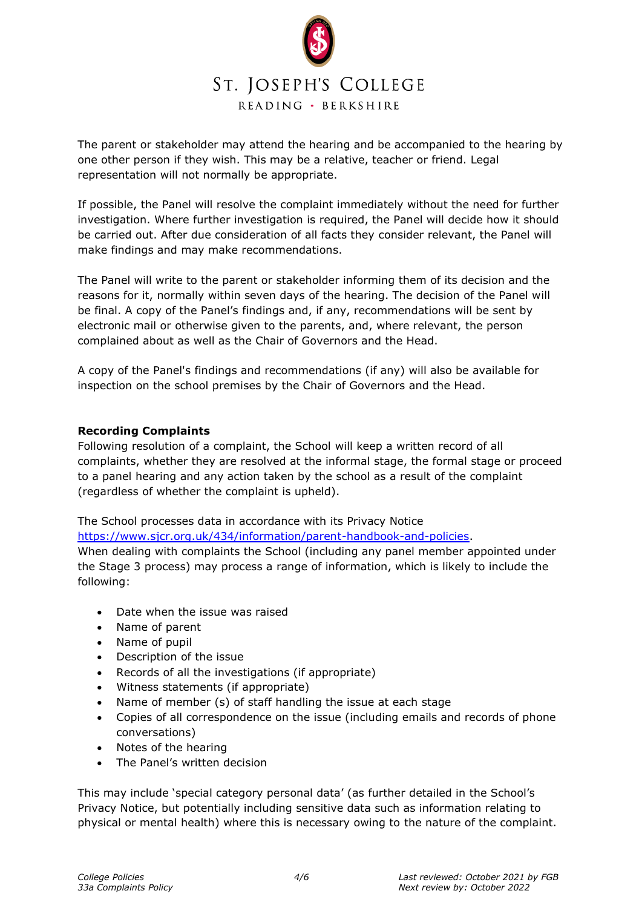The parent or stakeholder may attend the hearing and be accompanied to the hearing by one other person if they wish. This may be a relative, teacher or friend. Legal representation will not normally be appropriate.

If possible, the Panel will resolve the complaint immediately without the need for further investigation. Where further investigation is required, the Panel will decide how it should be carried out. After due consideration of all facts they consider relevant, the Panel will make findings and may make recommendations.

The Panel will write to the parent or stakeholder informing them of its decision and the reasons for it, normally within seven days of the hearing. The decision of the Panel will be final. A copy of the Panel's findings and, if any, recommendations will be sent by electronic mail or otherwise given to the parents, and, where relevant, the person complained about as well as the Chair of Governors and the Head.

A copy of the Panel's findings and recommendations (if any) will also be available for inspection on the school premises by the Chair of Governors and the Head.

**Recording Complaints**

Following resolution of a complaint, the School will keep a written record of all complaints, whether they are resolved at the informal stage, the formal stage or proceed to a panel hearing and any action taken by the school as a result of the complaint (regardless of whether the complaint is upheld).

The School processes data in accordance with its Privacy Notice https://www.sjcr.org.uk/434/information/parent-handbook-and-policies.
When dealing with complaints the School (including any panel member appointed under the Stage 3 process) may process a range of information, which is likely to include the following:

- Date when the issue was raised
- Name of parent
- Name of pupil
- Description of the issue
- Records of all the investigations (if appropriate)
- Witness statements (if appropriate)
- Name of member (s) of staff handling the issue at each stage
- Copies of all correspondence on the issue (including emails and records of phone conversations)
- Notes of the hearing
- The Panel's written decision

This may include 'special category personal data' (as further detailed in the School's Privacy Notice, but potentially including sensitive data such as information relating to physical or mental health) where this is necessary owing to the nature of the complaint.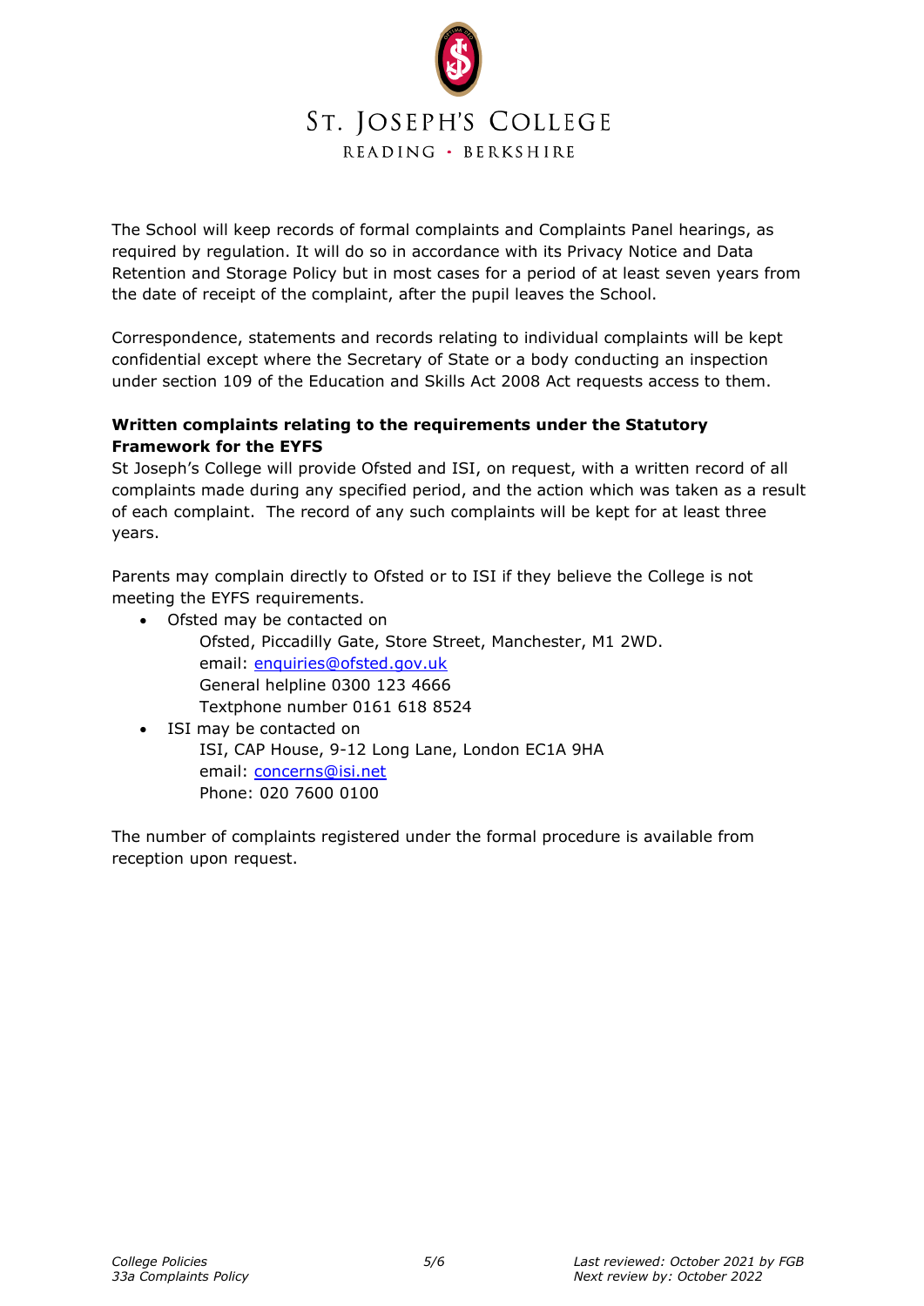The School will keep records of formal complaints and Complaints Panel hearings, as required by regulation. It will do so in accordance with its Privacy Notice and Data Retention and Storage Policy but in most cases for a period of at least seven years from the date of receipt of the complaint, after the pupil leaves the School.

Correspondence, statements and records relating to individual complaints will be kept confidential except where the Secretary of State or a body conducting an inspection under section 109 of the Education and Skills Act 2008 Act requests access to them.

**Written complaints relating to the requirements under the Statutory Framework for the EYFS**

St Joseph's College will provide Ofsted and ISI, on request, with a written record of all complaints made during any specified period, and the action which was taken as a result of each complaint. The record of any such complaints will be kept for at least three years.

Parents may complain directly to Ofsted or to ISI if they believe the College is not meeting the EYFS requirements.

- Ofsted may be contacted on
  Ofsted, Piccadilly Gate, Store Street, Manchester, M1 2WD.
  email: enquiries@ofsted.gov.uk
  General helpline 0300 123 4666
  Textphone number 0161 618 8524
- ISI may be contacted on
  ISI, CAP House, 9-12 Long Lane, London EC1A 9HA
  email: concerns@isi.net
  Phone: 020 7600 0100

The number of complaints registered under the formal procedure is available from reception upon request.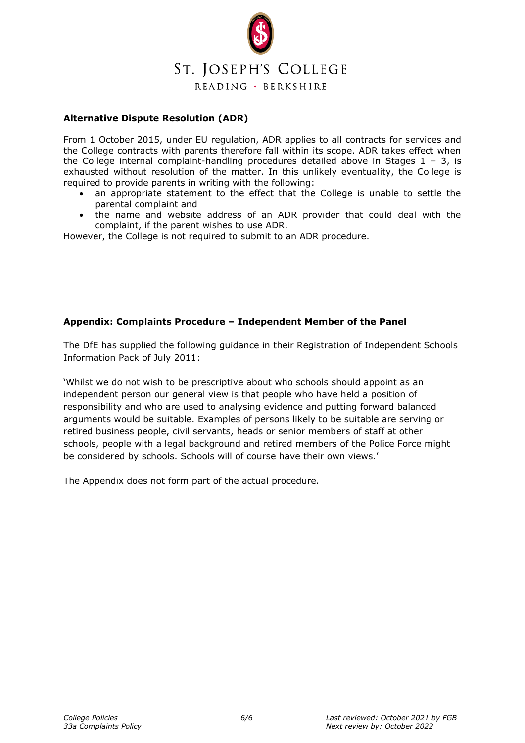## Alternative Dispute Resolution (ADR)

From 1 October 2015, under EU regulation, ADR applies to all contracts for services and the College contracts with parents therefore fall within its scope. ADR takes effect when the College internal complaint-handling procedures detailed above in Stages 1 – 3, is exhausted without resolution of the matter. In this unlikely eventuality, the College is required to provide parents in writing with the following:

- an appropriate statement to the effect that the College is unable to settle the parental complaint and
- the name and website address of an ADR provider that could deal with the complaint, if the parent wishes to use ADR.

However, the College is not required to submit to an ADR procedure.

## Appendix: Complaints Procedure – Independent Member of the Panel

The DfE has supplied the following guidance in their Registration of Independent Schools Information Pack of July 2011:

'Whilst we do not wish to be prescriptive about who schools should appoint as an independent person our general view is that people who have held a position of responsibility and who are used to analysing evidence and putting forward balanced arguments would be suitable. Examples of persons likely to be suitable are serving or retired business people, civil servants, heads or senior members of staff at other schools, people with a legal background and retired members of the Police Force might be considered by schools. Schools will of course have their own views.'

The Appendix does not form part of the actual procedure.